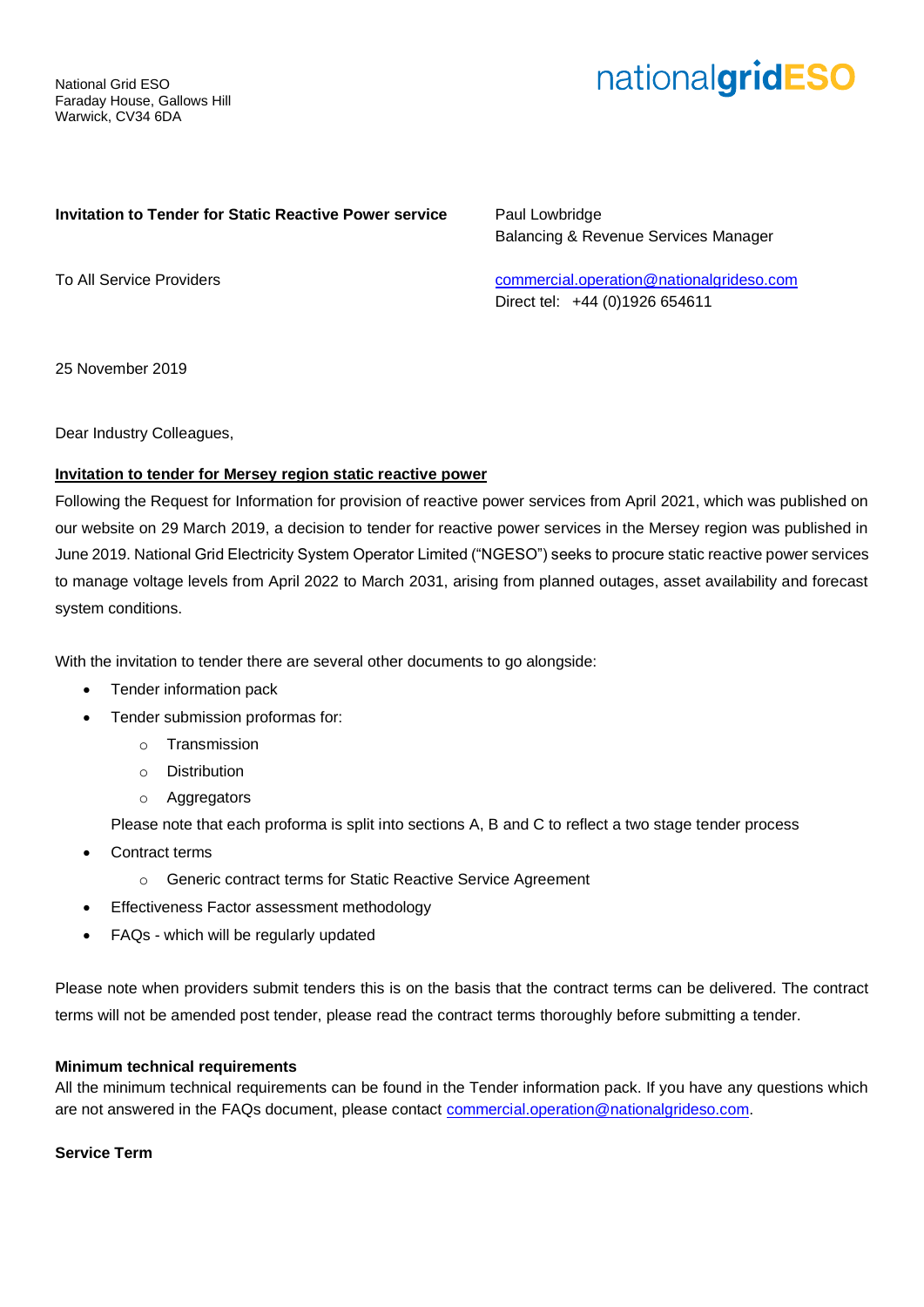National Grid ESO
Faraday House, Gallows Hill
Warwick, CV34 6DA

nationalgridESO

**Invitation to Tender for Static Reactive Power service**

To All Service Providers

Paul Lowbridge
Balancing & Revenue Services Manager

commercial.operation@nationalgrideso.com
Direct tel: +44 (0)1926 654611

25 November 2019

Dear Industry Colleagues,

**Invitation to tender for Mersey region static reactive power**

Following the Request for Information for provision of reactive power services from April 2021, which was published on our website on 29 March 2019, a decision to tender for reactive power services in the Mersey region was published in June 2019. National Grid Electricity System Operator Limited ("NGESO") seeks to procure static reactive power services to manage voltage levels from April 2022 to March 2031, arising from planned outages, asset availability and forecast system conditions.

With the invitation to tender there are several other documents to go alongside:

- Tender information pack
- Tender submission proformas for:
  - Transmission
  - Distribution
  - Aggregators

  Please note that each proforma is split into sections A, B and C to reflect a two stage tender process
- Contract terms
  - Generic contract terms for Static Reactive Service Agreement
- Effectiveness Factor assessment methodology
- FAQs - which will be regularly updated

Please note when providers submit tenders this is on the basis that the contract terms can be delivered. The contract terms will not be amended post tender, please read the contract terms thoroughly before submitting a tender.

**Minimum technical requirements**

All the minimum technical requirements can be found in the Tender information pack. If you have any questions which are not answered in the FAQs document, please contact commercial.operation@nationalgrideso.com.

**Service Term**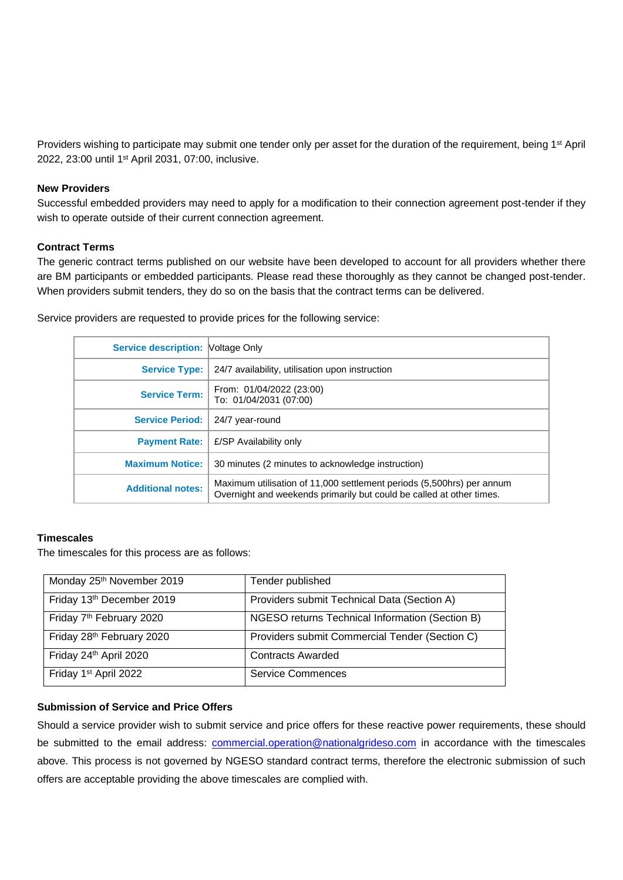Providers wishing to participate may submit one tender only per asset for the duration of the requirement, being 1st April 2022, 23:00 until 1st April 2031, 07:00, inclusive.

**New Providers**

Successful embedded providers may need to apply for a modification to their connection agreement post-tender if they wish to operate outside of their current connection agreement.

**Contract Terms**

The generic contract terms published on our website have been developed to account for all providers whether there are BM participants or embedded participants. Please read these thoroughly as they cannot be changed post-tender. When providers submit tenders, they do so on the basis that the contract terms can be delivered.

Service providers are requested to provide prices for the following service:

| | |
|---|---|
| **Service description:** | Voltage Only |
| **Service Type:** | 24/7 availability, utilisation upon instruction |
| **Service Term:** | From: 01/04/2022 (23:00)<br>To: 01/04/2031 (07:00) |
| **Service Period:** | 24/7 year-round |
| **Payment Rate:** | £/SP Availability only |
| **Maximum Notice:** | 30 minutes (2 minutes to acknowledge instruction) |
| **Additional notes:** | Maximum utilisation of 11,000 settlement periods (5,500hrs) per annum<br>Overnight and weekends primarily but could be called at other times. |

**Timescales**

The timescales for this process are as follows:

| | |
|---|---|
| Monday 25th November 2019 | Tender published |
| Friday 13th December 2019 | Providers submit Technical Data (Section A) |
| Friday 7th February 2020 | NGESO returns Technical Information (Section B) |
| Friday 28th February 2020 | Providers submit Commercial Tender (Section C) |
| Friday 24th April 2020 | Contracts Awarded |
| Friday 1st April 2022 | Service Commences |

**Submission of Service and Price Offers**

Should a service provider wish to submit service and price offers for these reactive power requirements, these should be submitted to the email address: commercial.operation@nationalgrideso.com in accordance with the timescales above. This process is not governed by NGESO standard contract terms, therefore the electronic submission of such offers are acceptable providing the above timescales are complied with.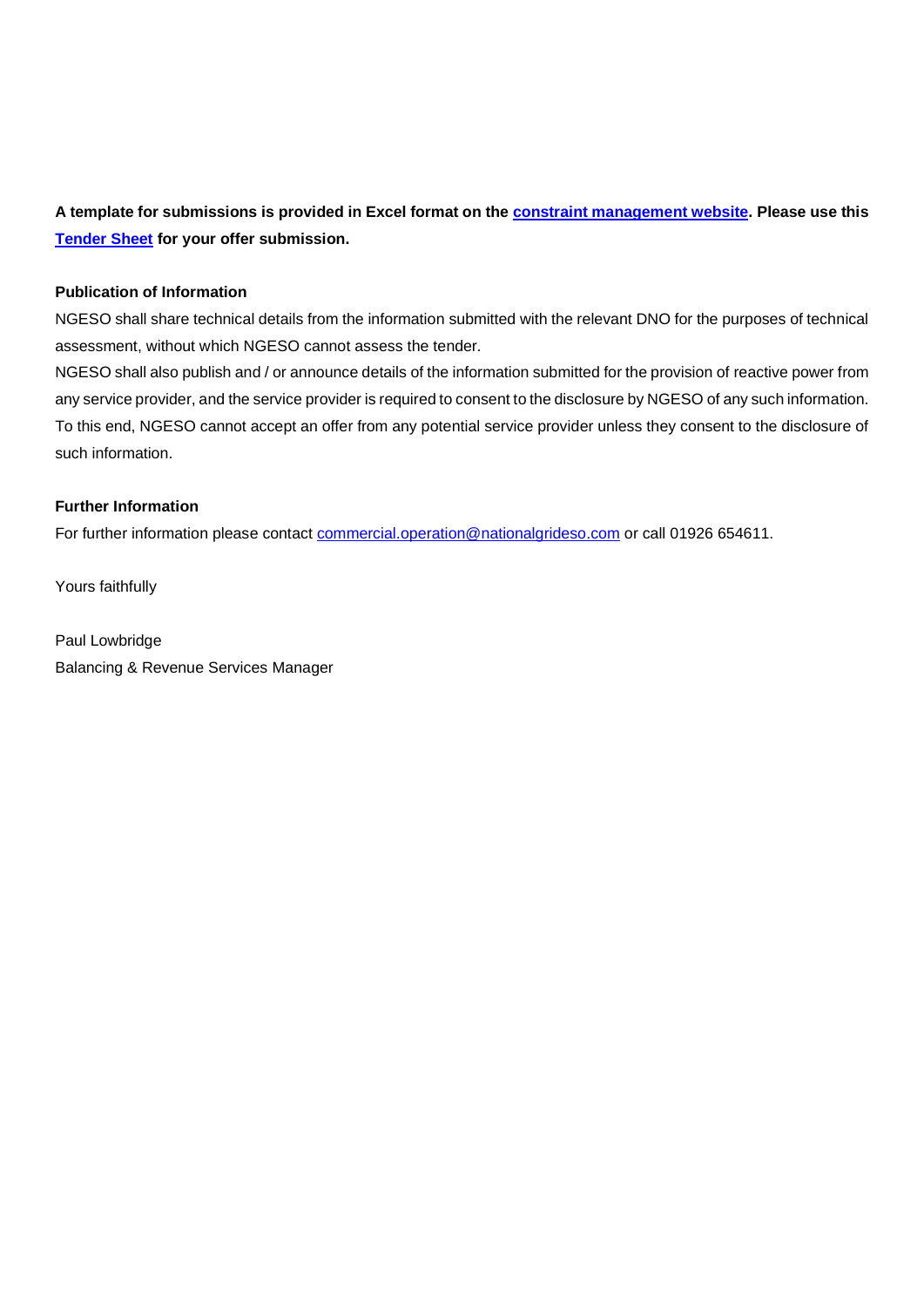**A template for submissions is provided in Excel format on the constraint management website. Please use this Tender Sheet for your offer submission.**

**Publication of Information**

NGESO shall share technical details from the information submitted with the relevant DNO for the purposes of technical assessment, without which NGESO cannot assess the tender.

NGESO shall also publish and / or announce details of the information submitted for the provision of reactive power from any service provider, and the service provider is required to consent to the disclosure by NGESO of any such information. To this end, NGESO cannot accept an offer from any potential service provider unless they consent to the disclosure of such information.

**Further Information**

For further information please contact commercial.operation@nationalgrideso.com or call 01926 654611.

Yours faithfully

Paul Lowbridge
Balancing & Revenue Services Manager